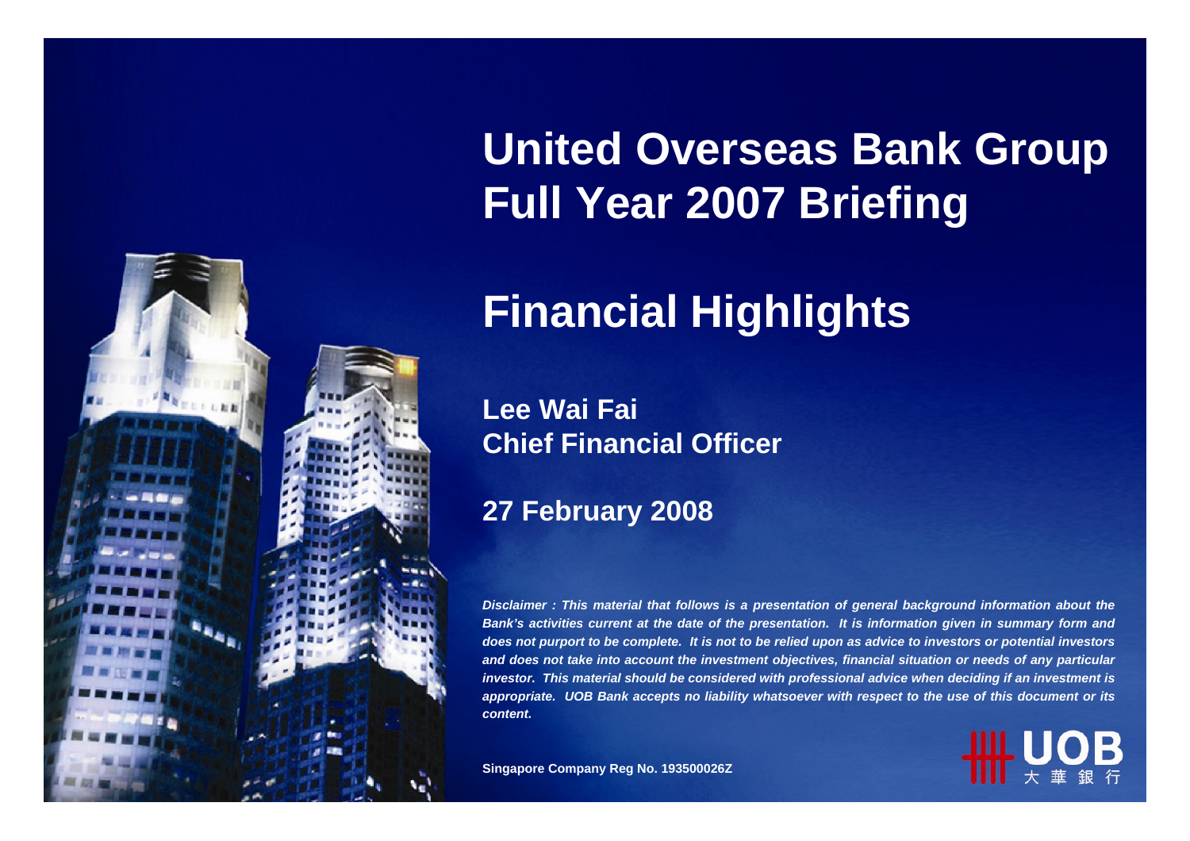# United Overseas Bank Group Full Year 2007 Briefing

# Financial Highlights

**Lee Wai Fai**
**Chief Financial Officer**

**27 February 2008**

***Disclaimer : This material that follows is a presentation of general background information about the Bank's activities current at the date of the presentation. It is information given in summary form and does not purport to be complete. It is not to be relied upon as advice to investors or potential investors and does not take into account the investment objectives, financial situation or needs of any particular investor. This material should be considered with professional advice when deciding if an investment is appropriate. UOB Bank accepts no liability whatsoever with respect to the use of this document or its content.***

**Singapore Company Reg No. 193500026Z**

UOB 大華銀行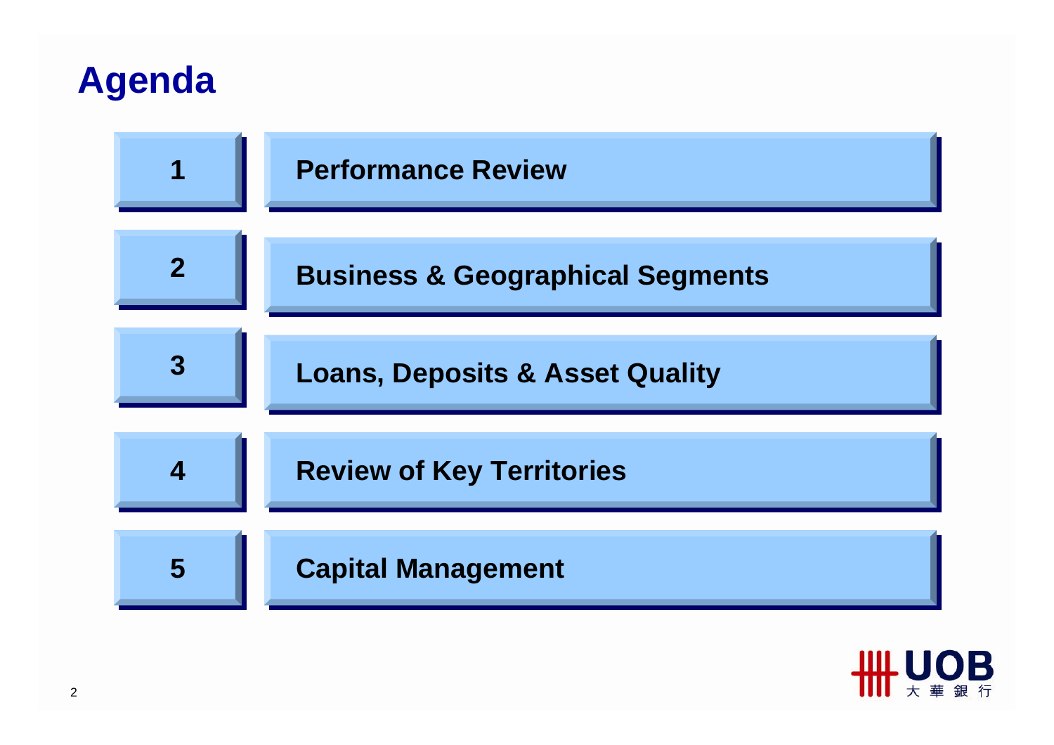# Agenda

1. Performance Review
2. Business & Geographical Segments
3. Loans, Deposits & Asset Quality
4. Review of Key Territories
5. Capital Management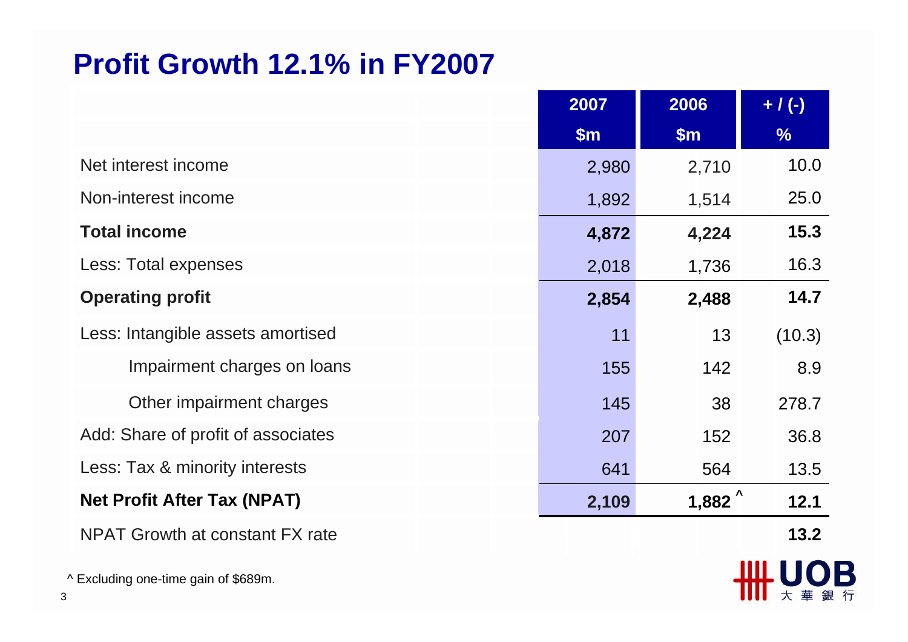# Profit Growth 12.1% in FY2007

| | 2007<br>$m | 2006<br>$m | + / (-)<br>% |
|---|---|---|---|
| Net interest income | 2,980 | 2,710 | 10.0 |
| Non-interest income | 1,892 | 1,514 | 25.0 |
| **Total income** | **4,872** | **4,224** | **15.3** |
| Less: Total expenses | 2,018 | 1,736 | 16.3 |
| **Operating profit** | **2,854** | **2,488** | **14.7** |
| Less: Intangible assets amortised | 11 | 13 | (10.3) |
| Impairment charges on loans | 155 | 142 | 8.9 |
| Other impairment charges | 145 | 38 | 278.7 |
| Add: Share of profit of associates | 207 | 152 | 36.8 |
| Less: Tax & minority interests | 641 | 564 | 13.5 |
| **Net Profit After Tax (NPAT)** | **2,109** | **1,882 ^** | **12.1** |
| NPAT Growth at constant FX rate | | | **13.2** |

^ Excluding one-time gain of $689m.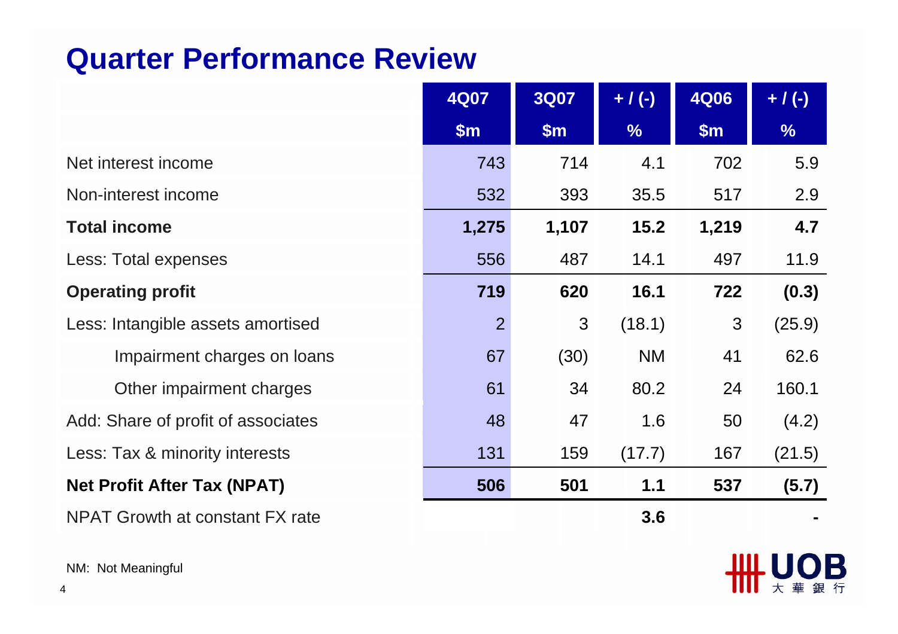# Quarter Performance Review

| | 4Q07 | 3Q07 | + / (-) | 4Q06 | + / (-) |
|---|---|---|---|---|---|
| | $m | $m | % | $m | % |
| Net interest income | 743 | 714 | 4.1 | 702 | 5.9 |
| Non-interest income | 532 | 393 | 35.5 | 517 | 2.9 |
| **Total income** | **1,275** | **1,107** | **15.2** | **1,219** | **4.7** |
| Less: Total expenses | 556 | 487 | 14.1 | 497 | 11.9 |
| **Operating profit** | **719** | **620** | **16.1** | **722** | **(0.3)** |
| Less: Intangible assets amortised | 2 | 3 | (18.1) | 3 | (25.9) |
| Impairment charges on loans | 67 | (30) | NM | 41 | 62.6 |
| Other impairment charges | 61 | 34 | 80.2 | 24 | 160.1 |
| Add: Share of profit of associates | 48 | 47 | 1.6 | 50 | (4.2) |
| Less: Tax & minority interests | 131 | 159 | (17.7) | 167 | (21.5) |
| **Net Profit After Tax (NPAT)** | **506** | **501** | **1.1** | **537** | **(5.7)** |
| NPAT Growth at constant FX rate | | | **3.6** | | **-** |

NM: Not Meaningful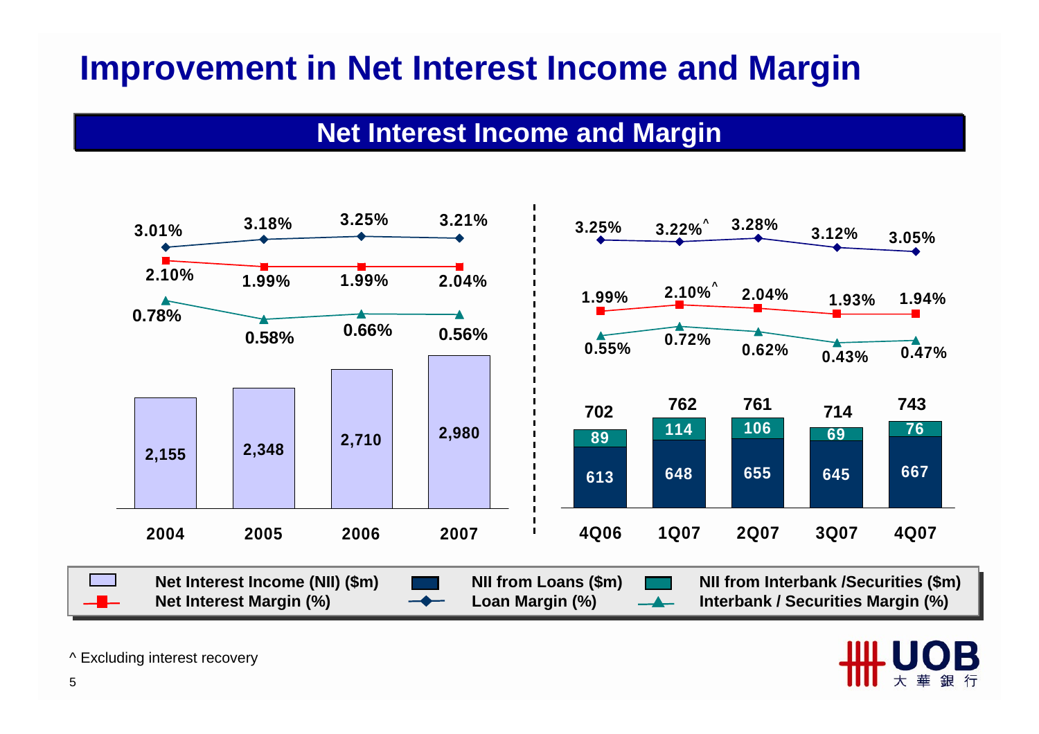# Improvement in Net Interest Income and Margin

## Net Interest Income and Margin

| | 2004 | 2005 | 2006 | 2007 |
|---|---|---|---|---|
| Net Interest Income (NII) ($m) | 2,155 | 2,348 | 2,710 | 2,980 |
| Loan Margin (%) | 3.01% | 3.18% | 3.25% | 3.21% |
| Net Interest Margin (%) | 2.10% | 1.99% | 1.99% | 2.04% |
| Interbank / Securities Margin (%) | 0.78% | 0.58% | 0.66% | 0.56% |

| | 4Q06 | 1Q07 | 2Q07 | 3Q07 | 4Q07 |
|---|---|---|---|---|---|
| Net Interest Income (NII) ($m) | 702 | 762 | 761 | 714 | 743 |
| NII from Loans ($m) | 613 | 648 | 655 | 645 | 667 |
| NII from Interbank /Securities ($m) | 89 | 114 | 106 | 69 | 76 |
| Loan Margin (%) | 3.25% | 3.22%^ | 3.28% | 3.12% | 3.05% |
| Net Interest Margin (%) | 1.99% | 2.10%^ | 2.04% | 1.93% | 1.94% |
| Interbank / Securities Margin (%) | 0.55% | 0.72% | 0.62% | 0.43% | 0.47% |

^ Excluding interest recovery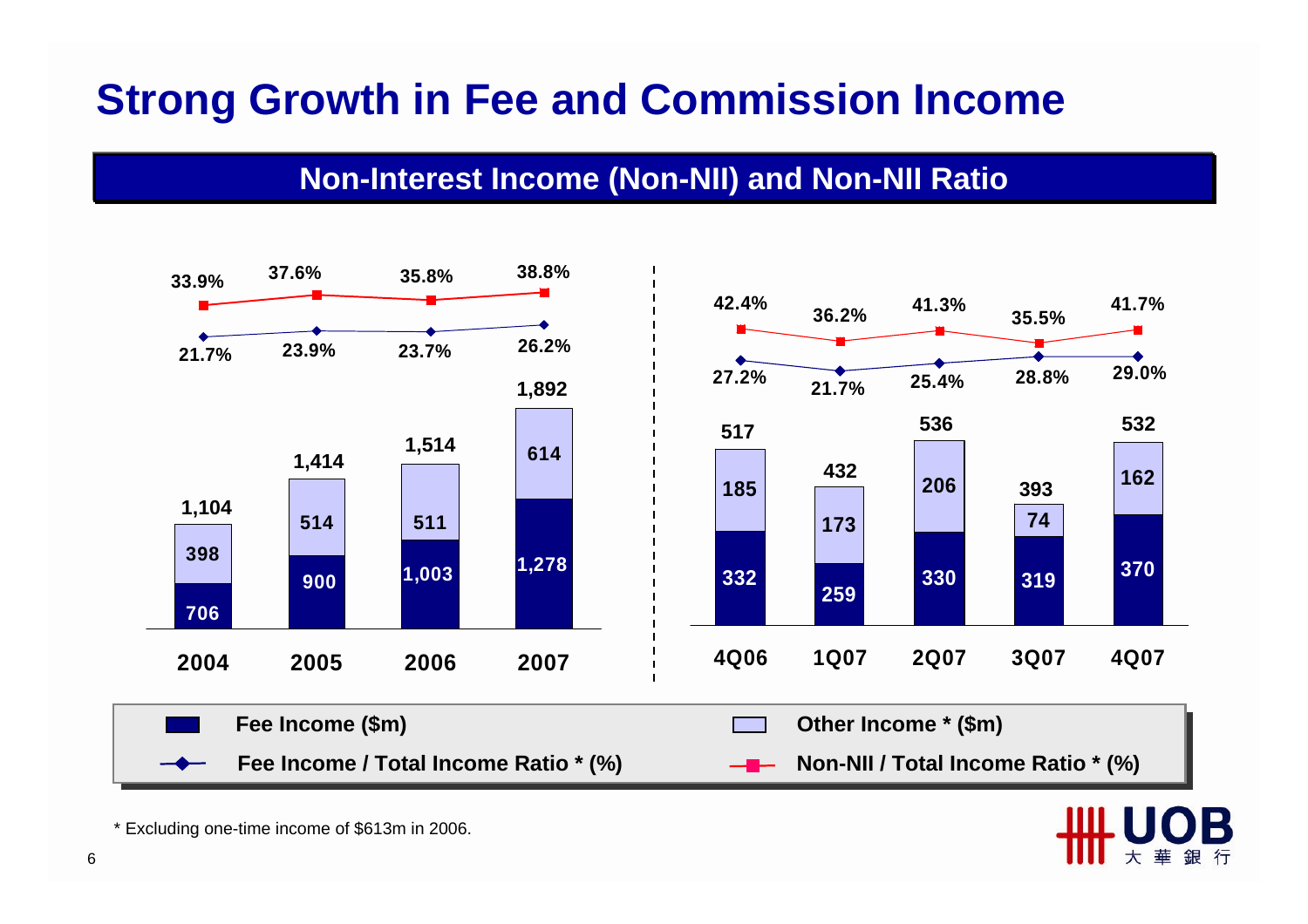# Strong Growth in Fee and Commission Income

## Non-Interest Income (Non-NII) and Non-NII Ratio

| | 2004 | 2005 | 2006 | 2007 |
|---|---|---|---|---|
| Fee Income ($m) | 706 | 900 | 1,003 | 1,278 |
| Other Income * ($m) | 398 | 514 | 511 | 614 |
| Total | 1,104 | 1,414 | 1,514 | 1,892 |
| Fee Income / Total Income Ratio * (%) | 21.7% | 23.9% | 23.7% | 26.2% |
| Non-NII / Total Income Ratio * (%) | 33.9% | 37.6% | 35.8% | 38.8% |

| | 4Q06 | 1Q07 | 2Q07 | 3Q07 | 4Q07 |
|---|---|---|---|---|---|
| Fee Income ($m) | 332 | 259 | 330 | 319 | 370 |
| Other Income * ($m) | 185 | 173 | 206 | 74 | 162 |
| Total | 517 | 432 | 536 | 393 | 532 |
| Fee Income / Total Income Ratio * (%) | 27.2% | 21.7% | 25.4% | 28.8% | 29.0% |
| Non-NII / Total Income Ratio * (%) | 42.4% | 36.2% | 41.3% | 35.5% | 41.7% |

* Excluding one-time income of $613m in 2006.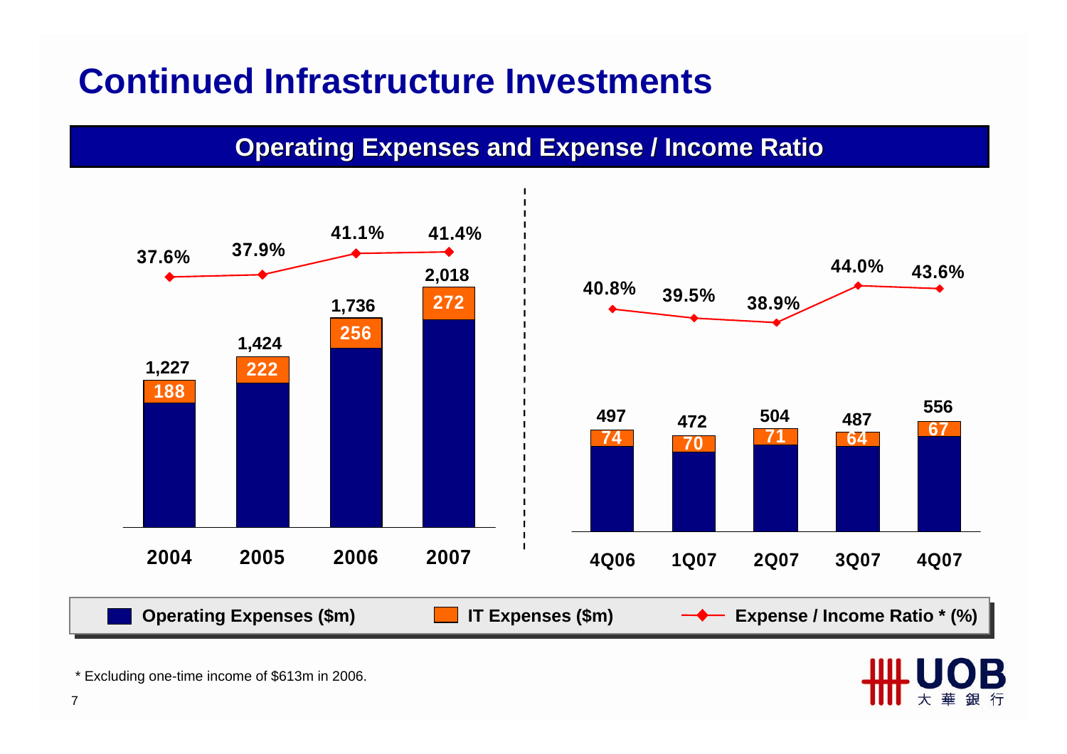# Continued Infrastructure Investments

## Operating Expenses and Expense / Income Ratio

| Period | Operating Expenses ($m) | IT Expenses ($m) | Expense / Income Ratio * (%) |
|---|---|---|---|
| 2004 | 1,227 | 188 | 37.6% |
| 2005 | 1,424 | 222 | 37.9% |
| 2006 | 1,736 | 256 | 41.1% |
| 2007 | 2,018 | 272 | 41.4% |

| Period | Operating Expenses ($m) | IT Expenses ($m) | Expense / Income Ratio * (%) |
|---|---|---|---|
| 4Q06 | 497 | 74 | 40.8% |
| 1Q07 | 472 | 70 | 39.5% |
| 2Q07 | 504 | 71 | 38.9% |
| 3Q07 | 487 | 64 | 44.0% |
| 4Q07 | 556 | 67 | 43.6% |

\* Excluding one-time income of $613m in 2006.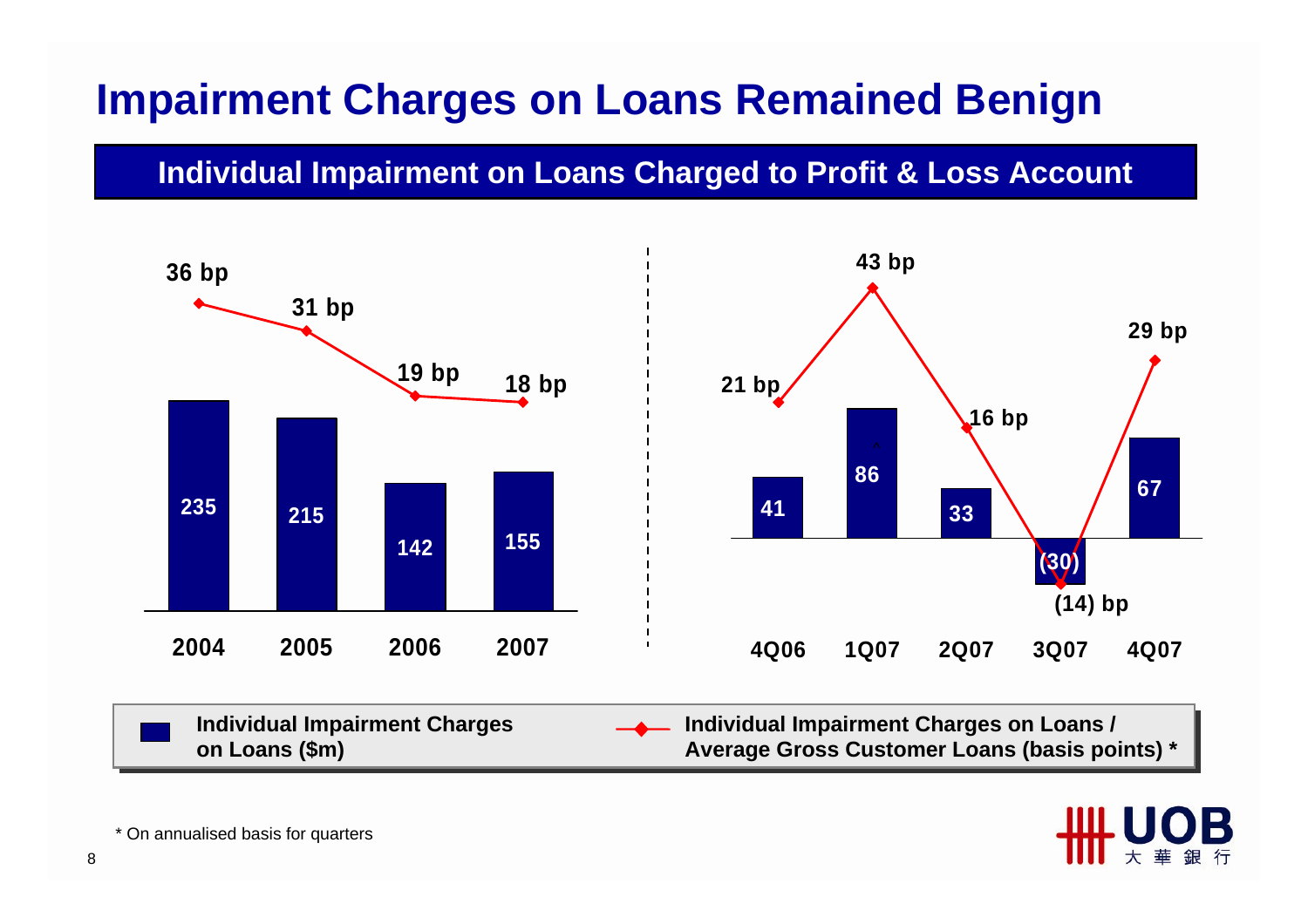# Impairment Charges on Loans Remained Benign

## Individual Impairment on Loans Charged to Profit & Loss Account

| Period | Individual Impairment Charges on Loans ($m) | Individual Impairment Charges on Loans / Average Gross Customer Loans (basis points) * |
|---|---|---|
| 2004 | 235 | 36 bp |
| 2005 | 215 | 31 bp |
| 2006 | 142 | 19 bp |
| 2007 | 155 | 18 bp |

| Period | Individual Impairment Charges on Loans ($m) | Individual Impairment Charges on Loans / Average Gross Customer Loans (basis points) * |
|---|---|---|
| 4Q06 | 41 | 21 bp |
| 1Q07 | 86 | 43 bp |
| 2Q07 | 33 | 16 bp |
| 3Q07 | (30) | (14) bp |
| 4Q07 | 67 | 29 bp |

* On annualised basis for quarters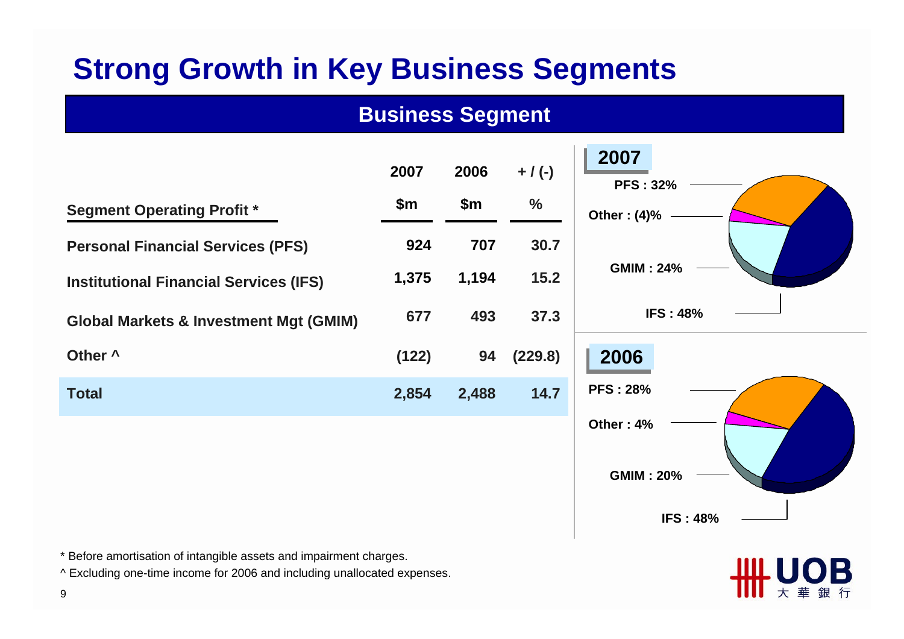# Strong Growth in Key Business Segments

## Business Segment

| Segment Operating Profit * | 2007 $m | 2006 $m | + / (-) % |
|---|---|---|---|
| Personal Financial Services (PFS) | 924 | 707 | 30.7 |
| Institutional Financial Services (IFS) | 1,375 | 1,194 | 15.2 |
| Global Markets & Investment Mgt (GMIM) | 677 | 493 | 37.3 |
| Other ^ | (122) | 94 | (229.8) |
| **Total** | **2,854** | **2,488** | **14.7** |

**2007**

- PFS : 32%
- Other : (4)%
- GMIM : 24%
- IFS : 48%

**2006**

- PFS : 28%
- Other : 4%
- GMIM : 20%
- IFS : 48%

\* Before amortisation of intangible assets and impairment charges.

^ Excluding one-time income for 2006 and including unallocated expenses.

UOB 大華銀行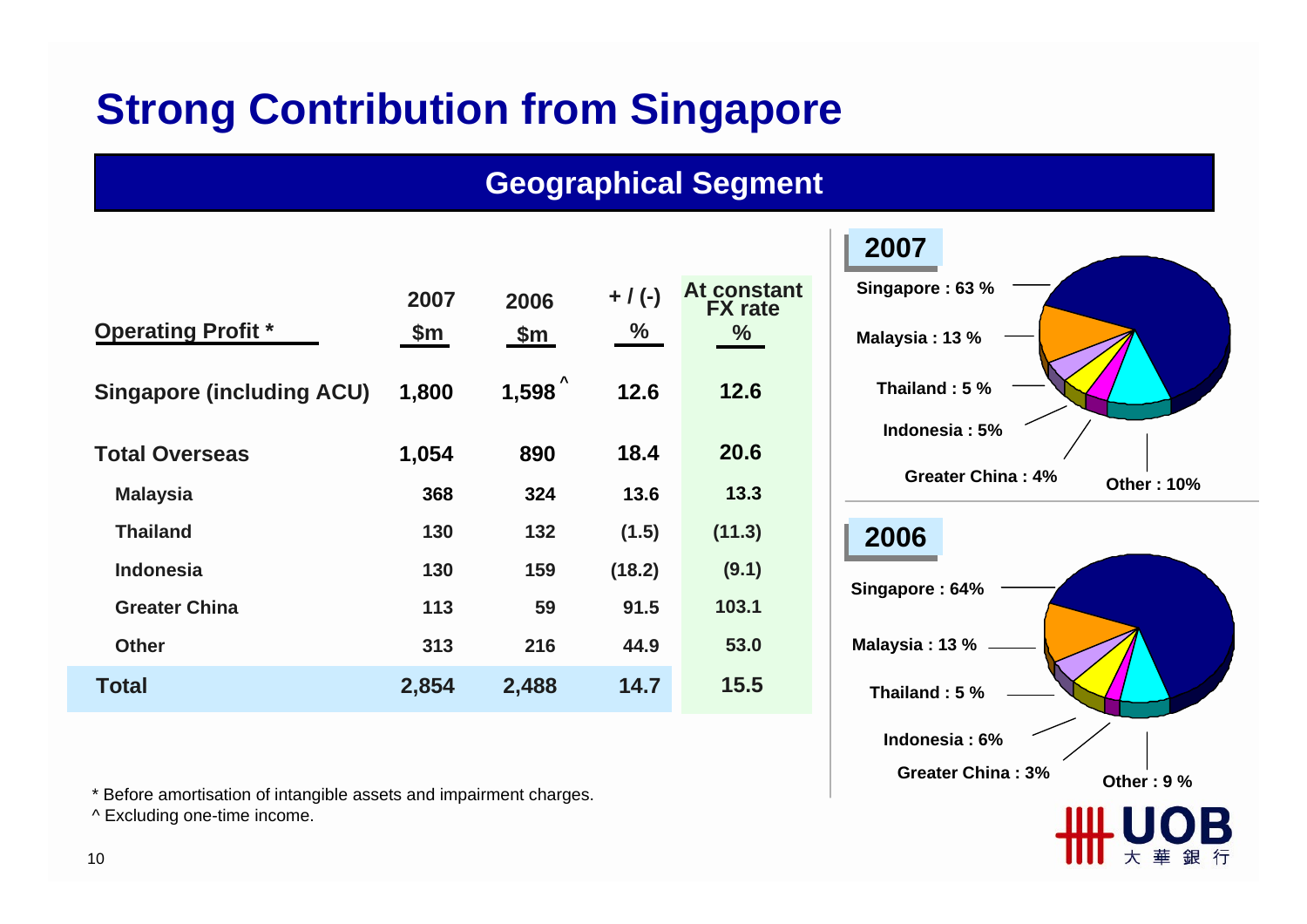# Strong Contribution from Singapore

## Geographical Segment

| Operating Profit * | 2007 $m | 2006 $m | + / (-) % | At constant FX rate % |
|---|---|---|---|---|
| **Singapore (including ACU)** | **1,800** | **1,598 ^** | **12.6** | **12.6** |
| **Total Overseas** | **1,054** | **890** | **18.4** | **20.6** |
| Malaysia | 368 | 324 | 13.6 | 13.3 |
| Thailand | 130 | 132 | (1.5) | (11.3) |
| Indonesia | 130 | 159 | (18.2) | (9.1) |
| Greater China | 113 | 59 | 91.5 | 103.1 |
| Other | 313 | 216 | 44.9 | 53.0 |
| **Total** | **2,854** | **2,488** | **14.7** | **15.5** |

**2007**

- Singapore : 63 %
- Malaysia : 13 %
- Thailand : 5 %
- Indonesia : 5%
- Greater China : 4%
- Other : 10%

**2006**

- Singapore : 64%
- Malaysia : 13 %
- Thailand : 5 %
- Indonesia : 6%
- Greater China : 3%
- Other : 9 %

\* Before amortisation of intangible assets and impairment charges.

^ Excluding one-time income.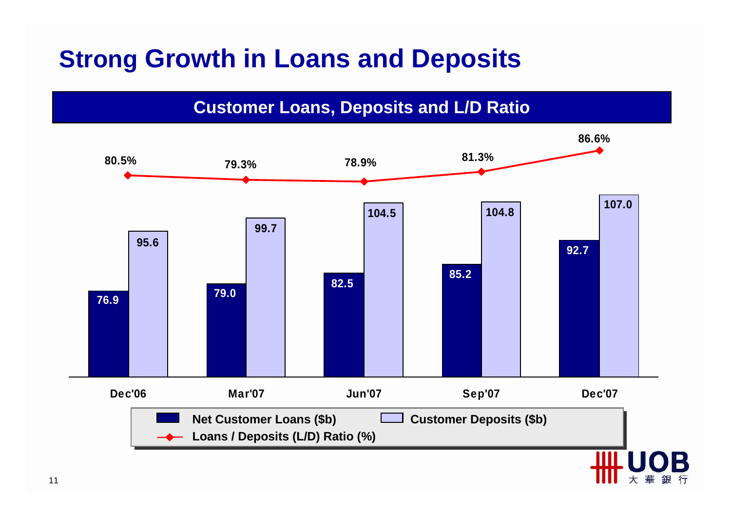# Strong Growth in Loans and Deposits

## Customer Loans, Deposits and L/D Ratio

| | Dec'06 | Mar'07 | Jun'07 | Sep'07 | Dec'07 |
|---|---|---|---|---|---|
| Net Customer Loans ($b) | 76.9 | 79.0 | 82.5 | 85.2 | 92.7 |
| Customer Deposits ($b) | 95.6 | 99.7 | 104.5 | 104.8 | 107.0 |
| Loans / Deposits (L/D) Ratio (%) | 80.5% | 79.3% | 78.9% | 81.3% | 86.6% |

UOB 大華銀行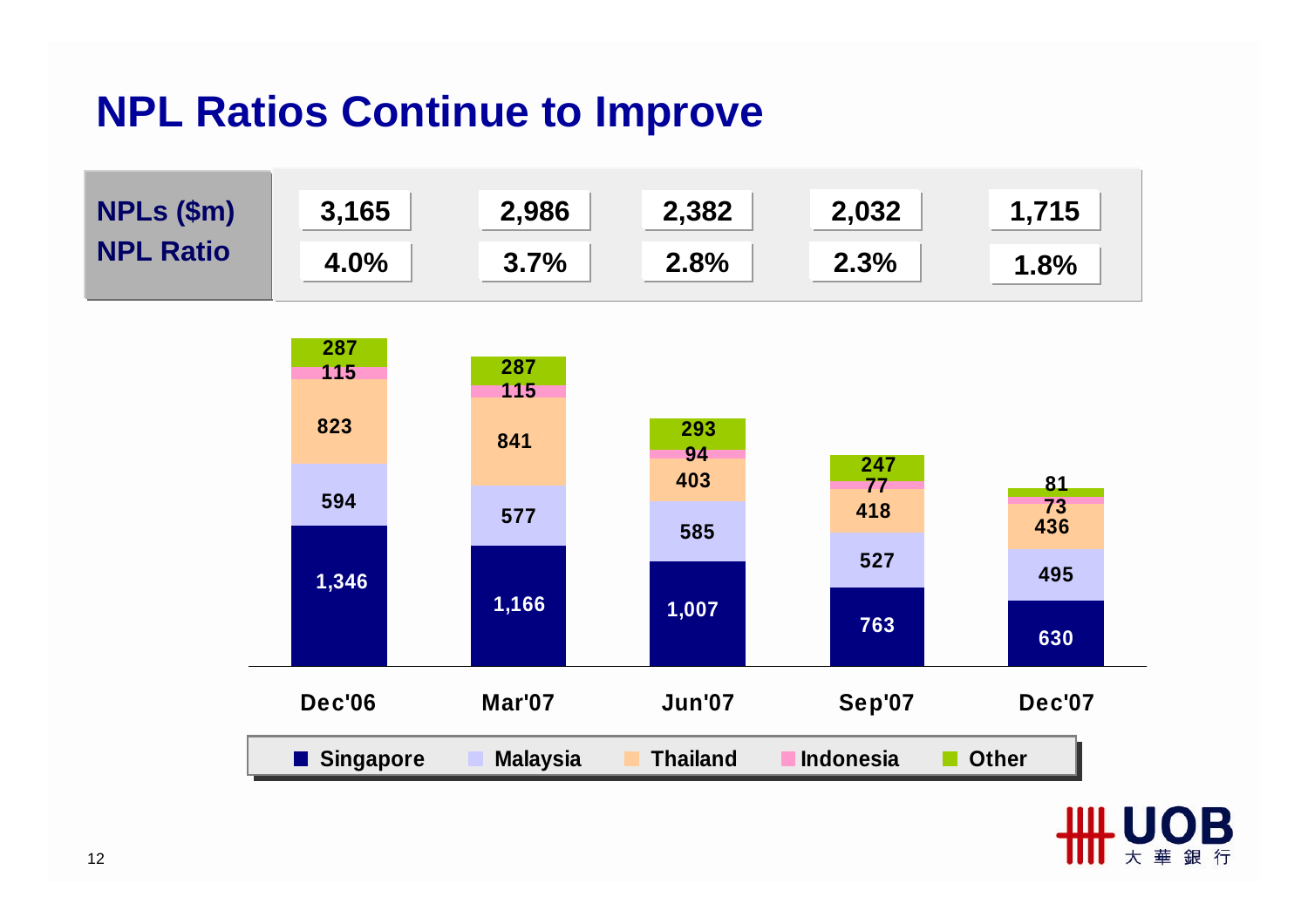# NPL Ratios Continue to Improve

| | Dec'06 | Mar'07 | Jun'07 | Sep'07 | Dec'07 |
|---|---|---|---|---|---|
| NPLs ($m) | 3,165 | 2,986 | 2,382 | 2,032 | 1,715 |
| NPL Ratio | 4.0% | 3.7% | 2.8% | 2.3% | 1.8% |

| | Dec'06 | Mar'07 | Jun'07 | Sep'07 | Dec'07 |
|---|---|---|---|---|---|
| Singapore | 1,346 | 1,166 | 1,007 | 763 | 630 |
| Malaysia | 594 | 577 | 585 | 527 | 495 |
| Thailand | 823 | 841 | 403 | 418 | 436 |
| Indonesia | 115 | 115 | 94 | 77 | 73 |
| Other | 287 | 287 | 293 | 247 | 81 |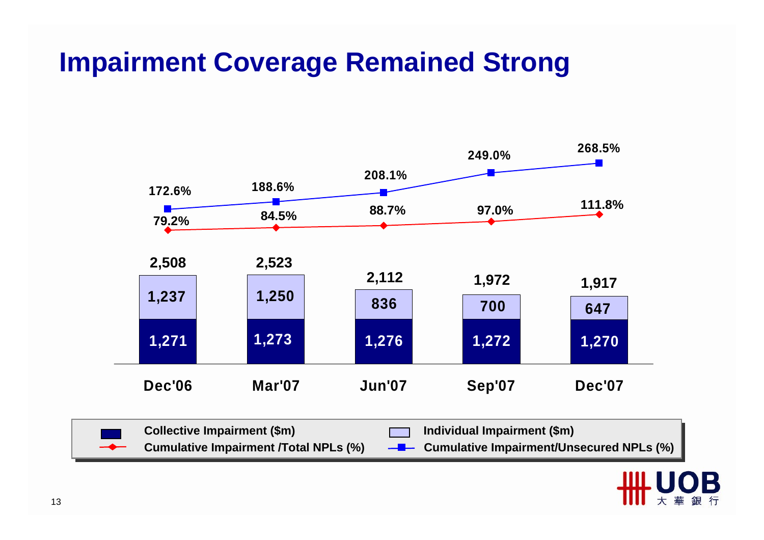# Impairment Coverage Remained Strong

| | Dec'06 | Mar'07 | Jun'07 | Sep'07 | Dec'07 |
|---|---|---|---|---|---|
| Collective Impairment ($m) | 1,271 | 1,273 | 1,276 | 1,272 | 1,270 |
| Individual Impairment ($m) | 1,237 | 1,250 | 836 | 700 | 647 |
| Total ($m) | 2,508 | 2,523 | 2,112 | 1,972 | 1,917 |
| Cumulative Impairment /Total NPLs (%) | 79.2% | 84.5% | 88.7% | 97.0% | 111.8% |
| Cumulative Impairment/Unsecured NPLs (%) | 172.6% | 188.6% | 208.1% | 249.0% | 268.5% |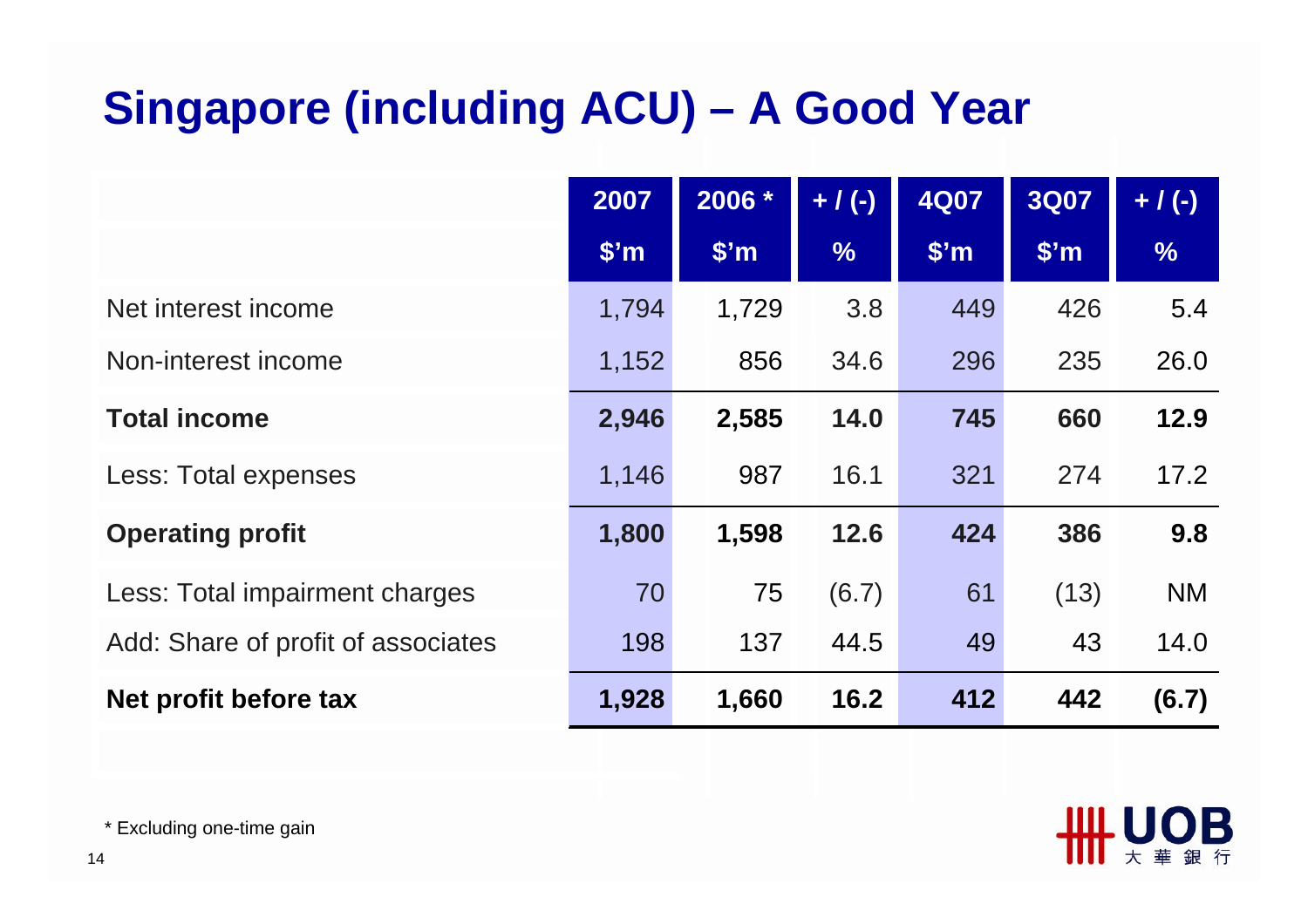# Singapore (including ACU) – A Good Year

| | 2007 | 2006 * | + / (-) | 4Q07 | 3Q07 | + / (-) |
|---|---|---|---|---|---|---|
| | $'m | $'m | % | $'m | $'m | % |
| Net interest income | 1,794 | 1,729 | 3.8 | 449 | 426 | 5.4 |
| Non-interest income | 1,152 | 856 | 34.6 | 296 | 235 | 26.0 |
| **Total income** | **2,946** | **2,585** | **14.0** | **745** | **660** | **12.9** |
| Less: Total expenses | 1,146 | 987 | 16.1 | 321 | 274 | 17.2 |
| **Operating profit** | **1,800** | **1,598** | **12.6** | **424** | **386** | **9.8** |
| Less: Total impairment charges | 70 | 75 | (6.7) | 61 | (13) | NM |
| Add: Share of profit of associates | 198 | 137 | 44.5 | 49 | 43 | 14.0 |
| **Net profit before tax** | **1,928** | **1,660** | **16.2** | **412** | **442** | **(6.7)** |

* Excluding one-time gain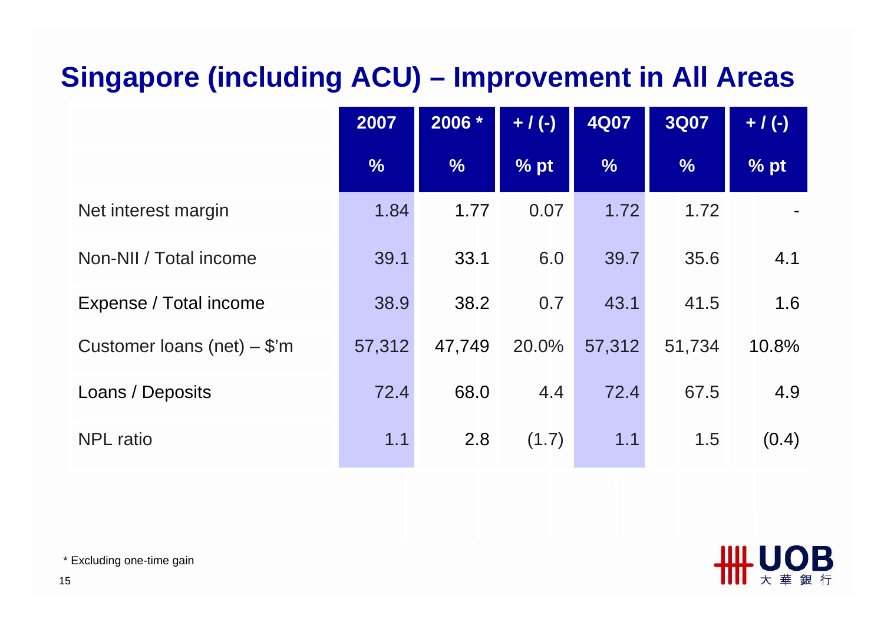# Singapore (including ACU) – Improvement in All Areas

| | 2007 | 2006 * | + / (-) | 4Q07 | 3Q07 | + / (-) |
|---|---|---|---|---|---|---|
| | % | % | % pt | % | % | % pt |
| Net interest margin | 1.84 | 1.77 | 0.07 | 1.72 | 1.72 | - |
| Non-NII / Total income | 39.1 | 33.1 | 6.0 | 39.7 | 35.6 | 4.1 |
| Expense / Total income | 38.9 | 38.2 | 0.7 | 43.1 | 41.5 | 1.6 |
| Customer loans (net) – $'m | 57,312 | 47,749 | 20.0% | 57,312 | 51,734 | 10.8% |
| Loans / Deposits | 72.4 | 68.0 | 4.4 | 72.4 | 67.5 | 4.9 |
| NPL ratio | 1.1 | 2.8 | (1.7) | 1.1 | 1.5 | (0.4) |

* Excluding one-time gain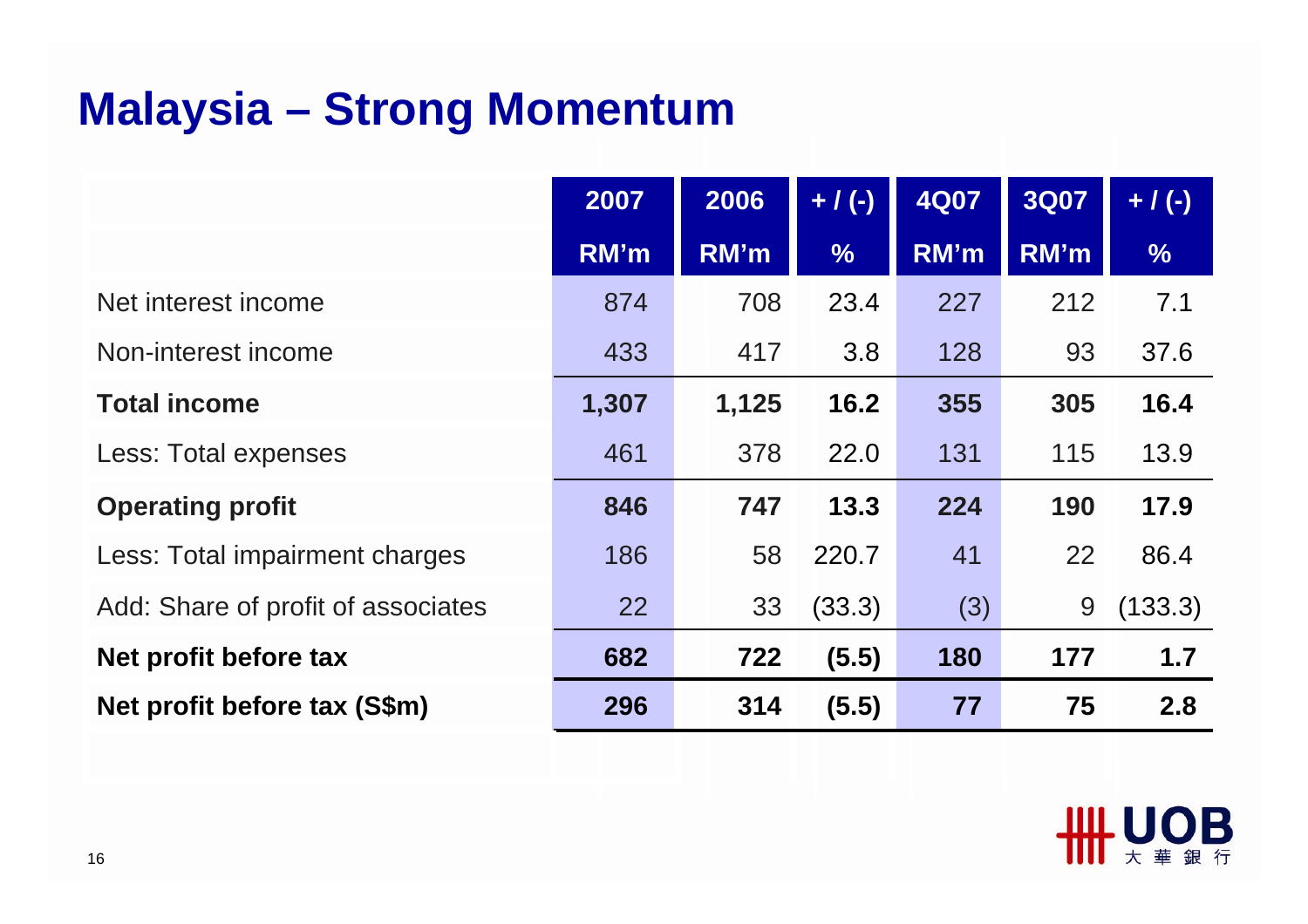# Malaysia – Strong Momentum

| | 2007 | 2006 | + / (-) | 4Q07 | 3Q07 | + / (-) |
|---|---|---|---|---|---|---|
| | RM'm | RM'm | % | RM'm | RM'm | % |
| Net interest income | 874 | 708 | 23.4 | 227 | 212 | 7.1 |
| Non-interest income | 433 | 417 | 3.8 | 128 | 93 | 37.6 |
| **Total income** | **1,307** | **1,125** | **16.2** | **355** | **305** | **16.4** |
| Less: Total expenses | 461 | 378 | 22.0 | 131 | 115 | 13.9 |
| **Operating profit** | **846** | **747** | **13.3** | **224** | **190** | **17.9** |
| Less: Total impairment charges | 186 | 58 | 220.7 | 41 | 22 | 86.4 |
| Add: Share of profit of associates | 22 | 33 | (33.3) | (3) | 9 | (133.3) |
| **Net profit before tax** | **682** | **722** | **(5.5)** | **180** | **177** | **1.7** |
| **Net profit before tax (S$m)** | **296** | **314** | **(5.5)** | **77** | **75** | **2.8** |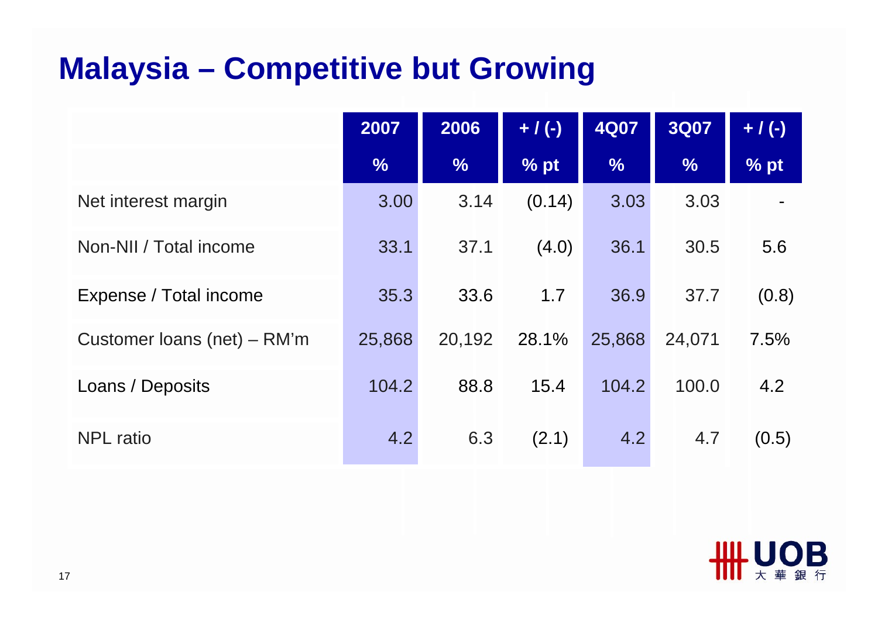# Malaysia – Competitive but Growing

| | 2007 | 2006 | + / (-) | 4Q07 | 3Q07 | + / (-) |
|---|---|---|---|---|---|---|
| | % | % | % pt | % | % | % pt |
| Net interest margin | 3.00 | 3.14 | (0.14) | 3.03 | 3.03 | - |
| Non-NII / Total income | 33.1 | 37.1 | (4.0) | 36.1 | 30.5 | 5.6 |
| Expense / Total income | 35.3 | 33.6 | 1.7 | 36.9 | 37.7 | (0.8) |
| Customer loans (net) – RM'm | 25,868 | 20,192 | 28.1% | 25,868 | 24,071 | 7.5% |
| Loans / Deposits | 104.2 | 88.8 | 15.4 | 104.2 | 100.0 | 4.2 |
| NPL ratio | 4.2 | 6.3 | (2.1) | 4.2 | 4.7 | (0.5) |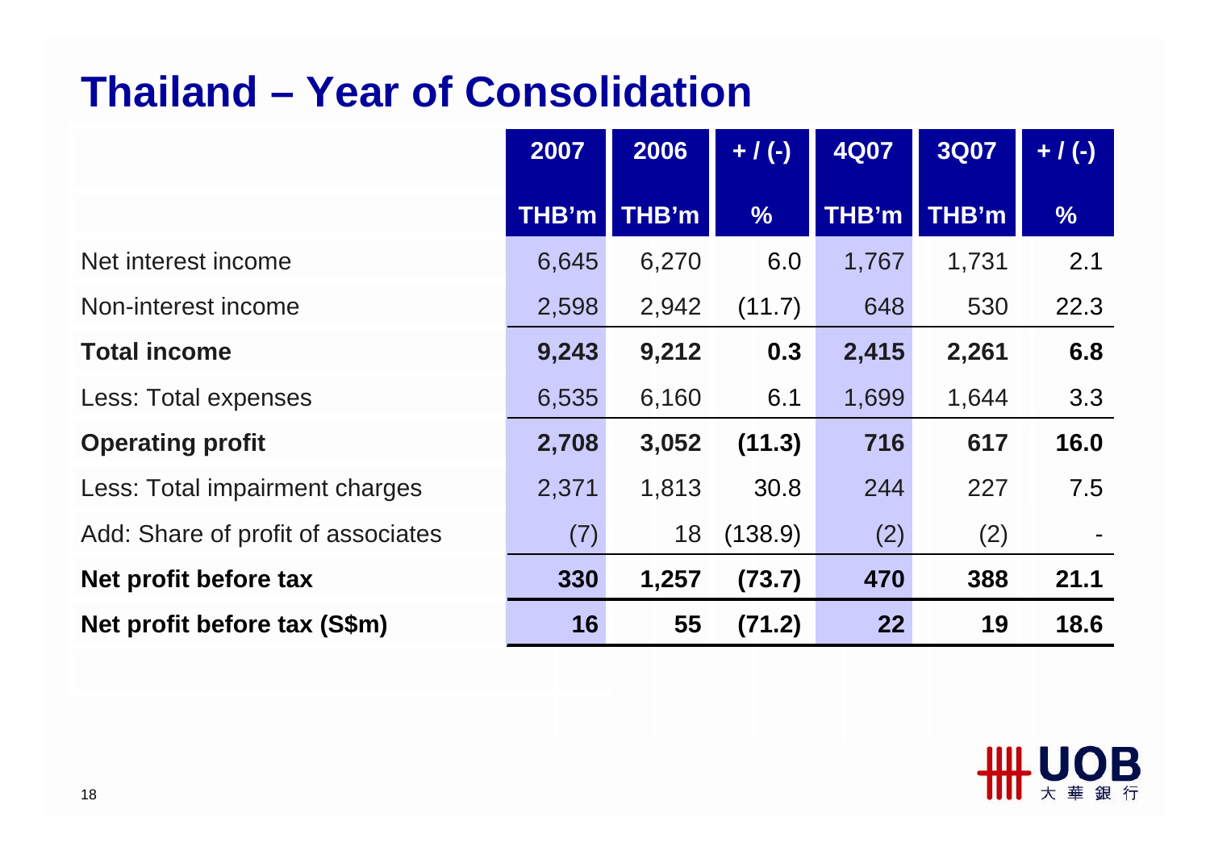# Thailand – Year of Consolidation

| | 2007 | 2006 | + / (-) | 4Q07 | 3Q07 | + / (-) |
|---|---|---|---|---|---|---|
| | THB'm | THB'm | % | THB'm | THB'm | % |
| Net interest income | 6,645 | 6,270 | 6.0 | 1,767 | 1,731 | 2.1 |
| Non-interest income | 2,598 | 2,942 | (11.7) | 648 | 530 | 22.3 |
| **Total income** | **9,243** | **9,212** | **0.3** | **2,415** | **2,261** | **6.8** |
| Less: Total expenses | 6,535 | 6,160 | 6.1 | 1,699 | 1,644 | 3.3 |
| **Operating profit** | **2,708** | **3,052** | **(11.3)** | **716** | **617** | **16.0** |
| Less: Total impairment charges | 2,371 | 1,813 | 30.8 | 244 | 227 | 7.5 |
| Add: Share of profit of associates | (7) | 18 | (138.9) | (2) | (2) | - |
| **Net profit before tax** | **330** | **1,257** | **(73.7)** | **470** | **388** | **21.1** |
| **Net profit before tax (S$m)** | **16** | **55** | **(71.2)** | **22** | **19** | **18.6** |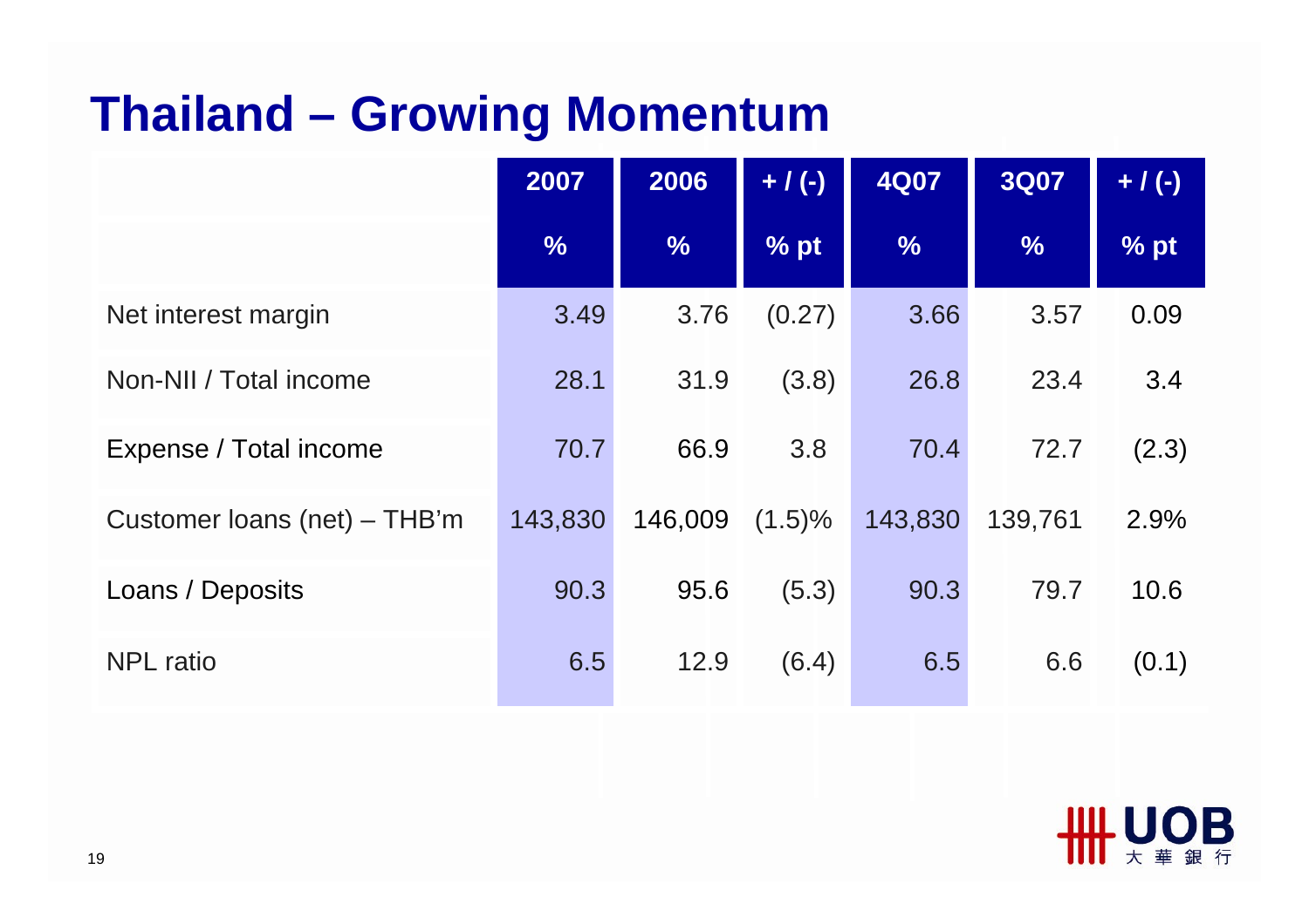# Thailand – Growing Momentum

| | 2007 | 2006 | + / (-) | 4Q07 | 3Q07 | + / (-) |
|---|---|---|---|---|---|---|
| | % | % | % pt | % | % | % pt |
| Net interest margin | 3.49 | 3.76 | (0.27) | 3.66 | 3.57 | 0.09 |
| Non-NII / Total income | 28.1 | 31.9 | (3.8) | 26.8 | 23.4 | 3.4 |
| Expense / Total income | 70.7 | 66.9 | 3.8 | 70.4 | 72.7 | (2.3) |
| Customer loans (net) – THB'm | 143,830 | 146,009 | (1.5)% | 143,830 | 139,761 | 2.9% |
| Loans / Deposits | 90.3 | 95.6 | (5.3) | 90.3 | 79.7 | 10.6 |
| NPL ratio | 6.5 | 12.9 | (6.4) | 6.5 | 6.6 | (0.1) |

UOB 大華銀行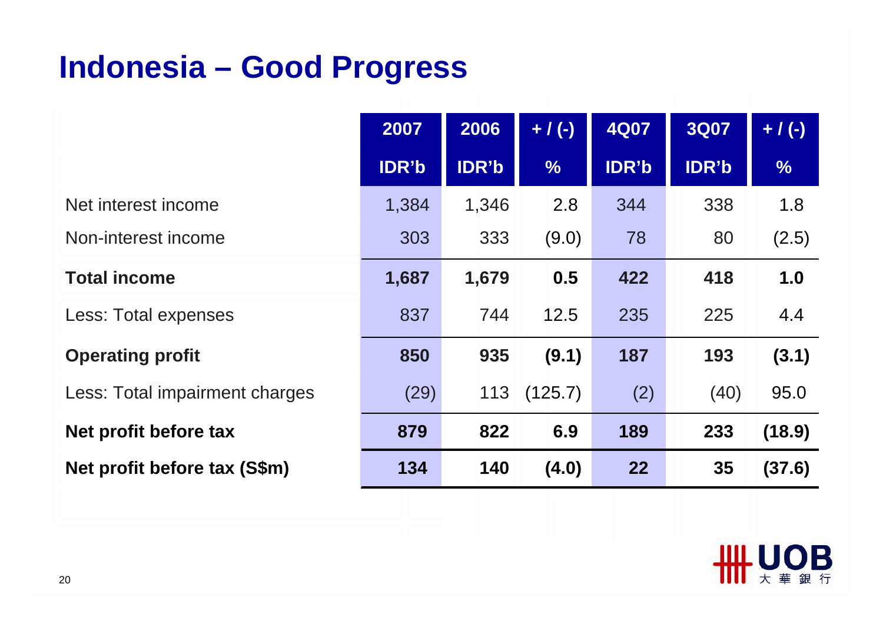# Indonesia – Good Progress

| | 2007 IDR'b | 2006 IDR'b | + / (-) % | 4Q07 IDR'b | 3Q07 IDR'b | + / (-) % |
|---|---|---|---|---|---|---|
| Net interest income | 1,384 | 1,346 | 2.8 | 344 | 338 | 1.8 |
| Non-interest income | 303 | 333 | (9.0) | 78 | 80 | (2.5) |
| **Total income** | **1,687** | **1,679** | **0.5** | **422** | **418** | **1.0** |
| Less: Total expenses | 837 | 744 | 12.5 | 235 | 225 | 4.4 |
| **Operating profit** | **850** | **935** | **(9.1)** | **187** | **193** | **(3.1)** |
| Less: Total impairment charges | (29) | 113 | (125.7) | (2) | (40) | 95.0 |
| **Net profit before tax** | **879** | **822** | **6.9** | **189** | **233** | **(18.9)** |
| **Net profit before tax (S$m)** | **134** | **140** | **(4.0)** | **22** | **35** | **(37.6)** |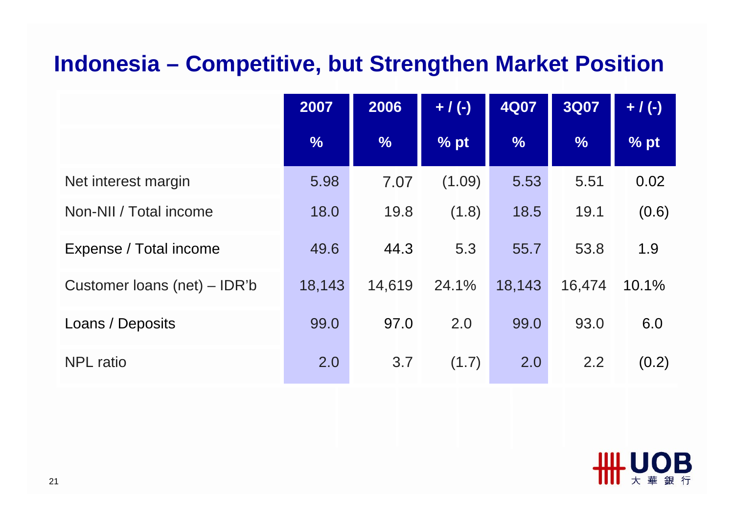# Indonesia – Competitive, but Strengthen Market Position

| | 2007 | 2006 | + / (-) | 4Q07 | 3Q07 | + / (-) |
|---|---|---|---|---|---|---|
| | % | % | % pt | % | % | % pt |
| Net interest margin | 5.98 | 7.07 | (1.09) | 5.53 | 5.51 | 0.02 |
| Non-NII / Total income | 18.0 | 19.8 | (1.8) | 18.5 | 19.1 | (0.6) |
| Expense / Total income | 49.6 | 44.3 | 5.3 | 55.7 | 53.8 | 1.9 |
| Customer loans (net) – IDR'b | 18,143 | 14,619 | 24.1% | 18,143 | 16,474 | 10.1% |
| Loans / Deposits | 99.0 | 97.0 | 2.0 | 99.0 | 93.0 | 6.0 |
| NPL ratio | 2.0 | 3.7 | (1.7) | 2.0 | 2.2 | (0.2) |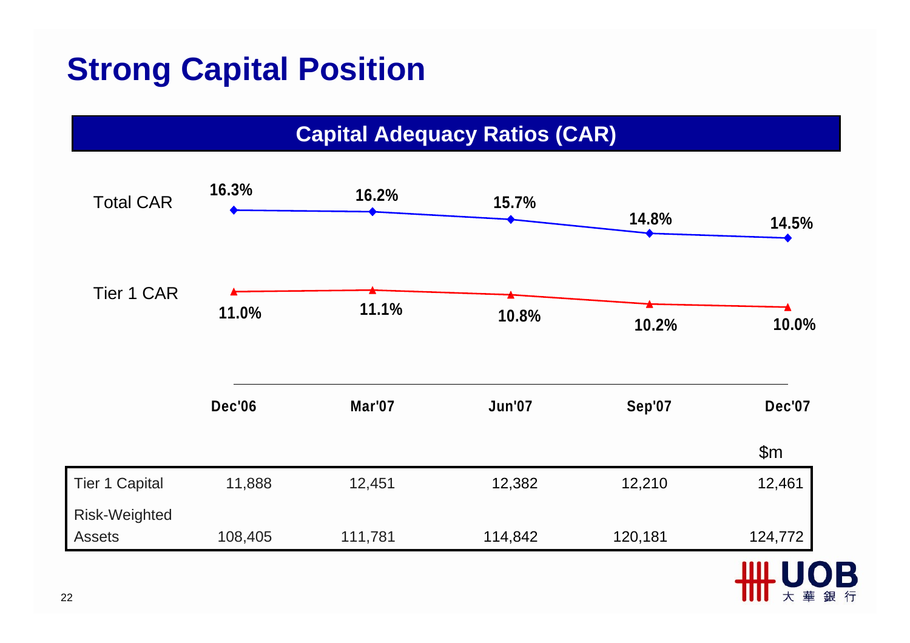# Strong Capital Position

## Capital Adequacy Ratios (CAR)

| | Dec'06 | Mar'07 | Jun'07 | Sep'07 | Dec'07 |
|---|---|---|---|---|---|
| Total CAR | 16.3% | 16.2% | 15.7% | 14.8% | 14.5% |
| Tier 1 CAR | 11.0% | 11.1% | 10.8% | 10.2% | 10.0% |

$m

| | Dec'06 | Mar'07 | Jun'07 | Sep'07 | Dec'07 |
|---|---|---|---|---|---|
| Tier 1 Capital | 11,888 | 12,451 | 12,382 | 12,210 | 12,461 |
| Risk-Weighted Assets | 108,405 | 111,781 | 114,842 | 120,181 | 124,772 |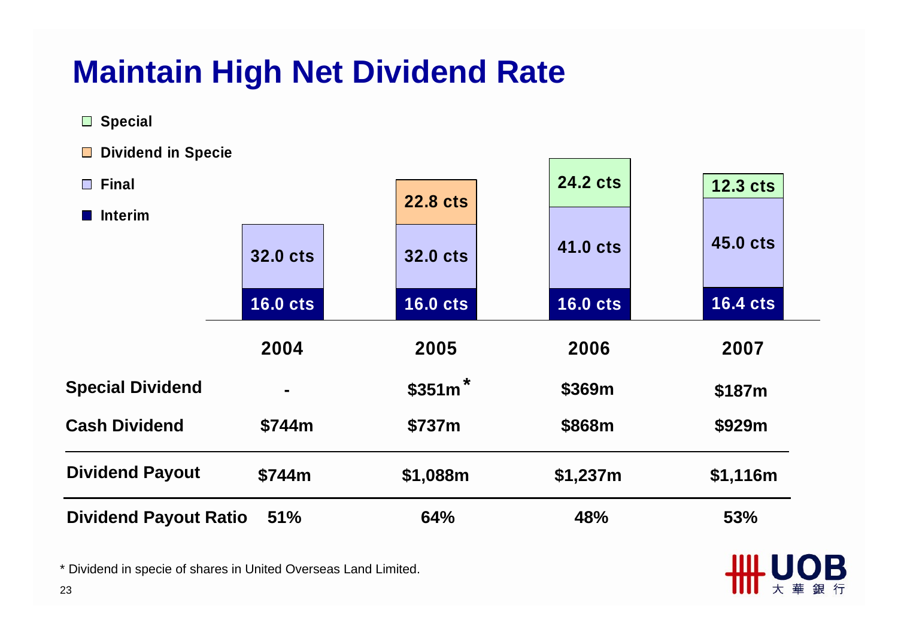# Maintain High Net Dividend Rate

| | 2004 | 2005 | 2006 | 2007 |
|---|---|---|---|---|
| Interim | 16.0 cts | 16.0 cts | 16.0 cts | 16.4 cts |
| Final | 32.0 cts | 32.0 cts | 41.0 cts | 45.0 cts |
| Dividend in Specie | | 22.8 cts | | |
| Special | | | 24.2 cts | 12.3 cts |

| | 2004 | 2005 | 2006 | 2007 |
|---|---|---|---|---|
| **Special Dividend** | - | $351m * | $369m | $187m |
| **Cash Dividend** | $744m | $737m | $868m | $929m |
| **Dividend Payout** | $744m | $1,088m | $1,237m | $1,116m |
| **Dividend Payout Ratio** | 51% | 64% | 48% | 53% |

* Dividend in specie of shares in United Overseas Land Limited.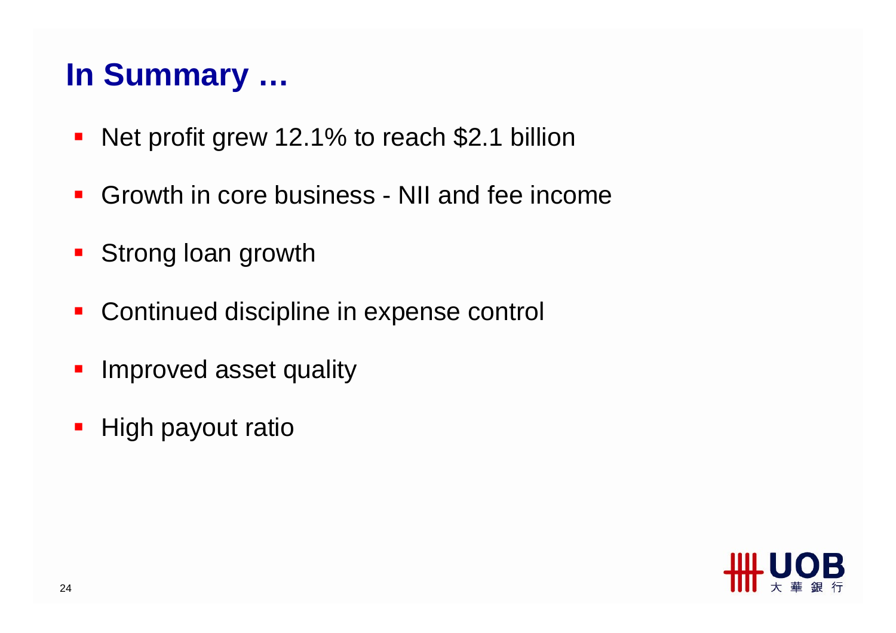# In Summary …

- Net profit grew 12.1% to reach $2.1 billion
- Growth in core business - NII and fee income
- Strong loan growth
- Continued discipline in expense control
- Improved asset quality
- High payout ratio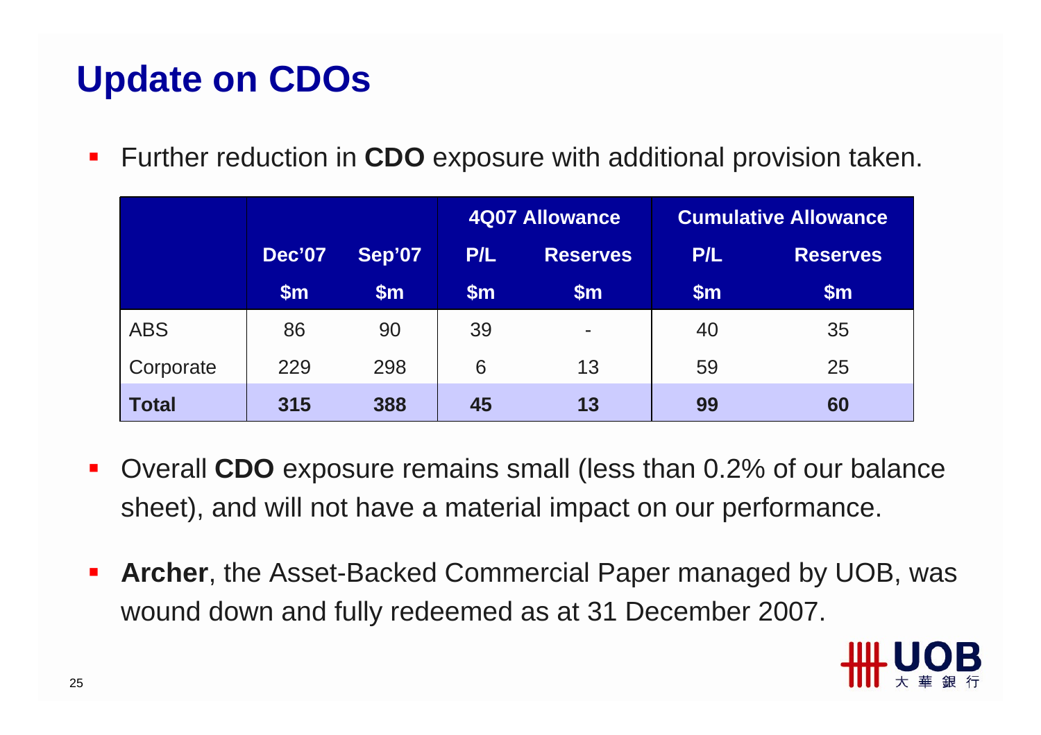# Update on CDOs

- Further reduction in **CDO** exposure with additional provision taken.

| | Dec'07 | Sep'07 | 4Q07 Allowance | | Cumulative Allowance | |
|---|---|---|---|---|---|---|
| | | | P/L | Reserves | P/L | Reserves |
| | $m | $m | $m | $m | $m | $m |
| ABS | 86 | 90 | 39 | - | 40 | 35 |
| Corporate | 229 | 298 | 6 | 13 | 59 | 25 |
| **Total** | **315** | **388** | **45** | **13** | **99** | **60** |

- Overall **CDO** exposure remains small (less than 0.2% of our balance sheet), and will not have a material impact on our performance.
- **Archer**, the Asset-Backed Commercial Paper managed by UOB, was wound down and fully redeemed as at 31 December 2007.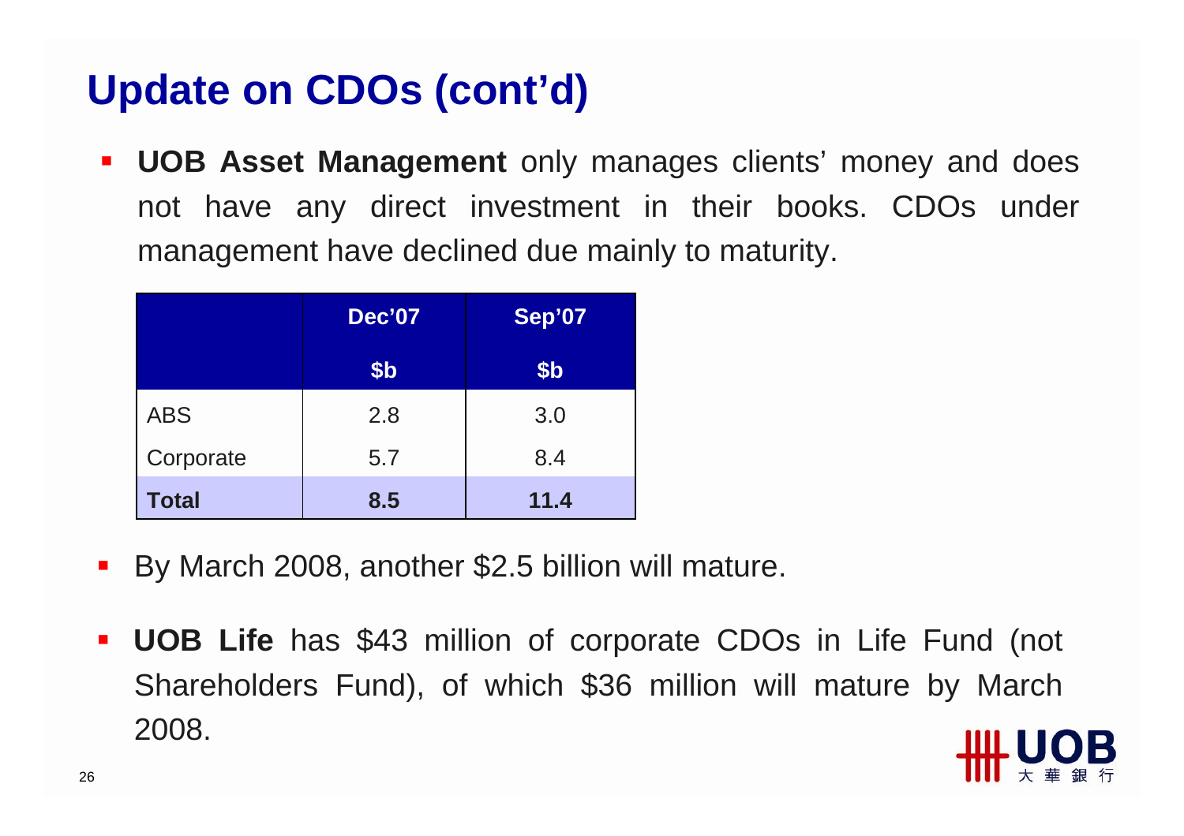# Update on CDOs (cont'd)

- **UOB Asset Management** only manages clients' money and does not have any direct investment in their books. CDOs under management have declined due mainly to maturity.

| | Dec'07 | Sep'07 |
|---|---|---|
| | $b | $b |
| ABS | 2.8 | 3.0 |
| Corporate | 5.7 | 8.4 |
| **Total** | **8.5** | **11.4** |

- By March 2008, another $2.5 billion will mature.

- **UOB Life** has $43 million of corporate CDOs in Life Fund (not Shareholders Fund), of which $36 million will mature by March 2008.